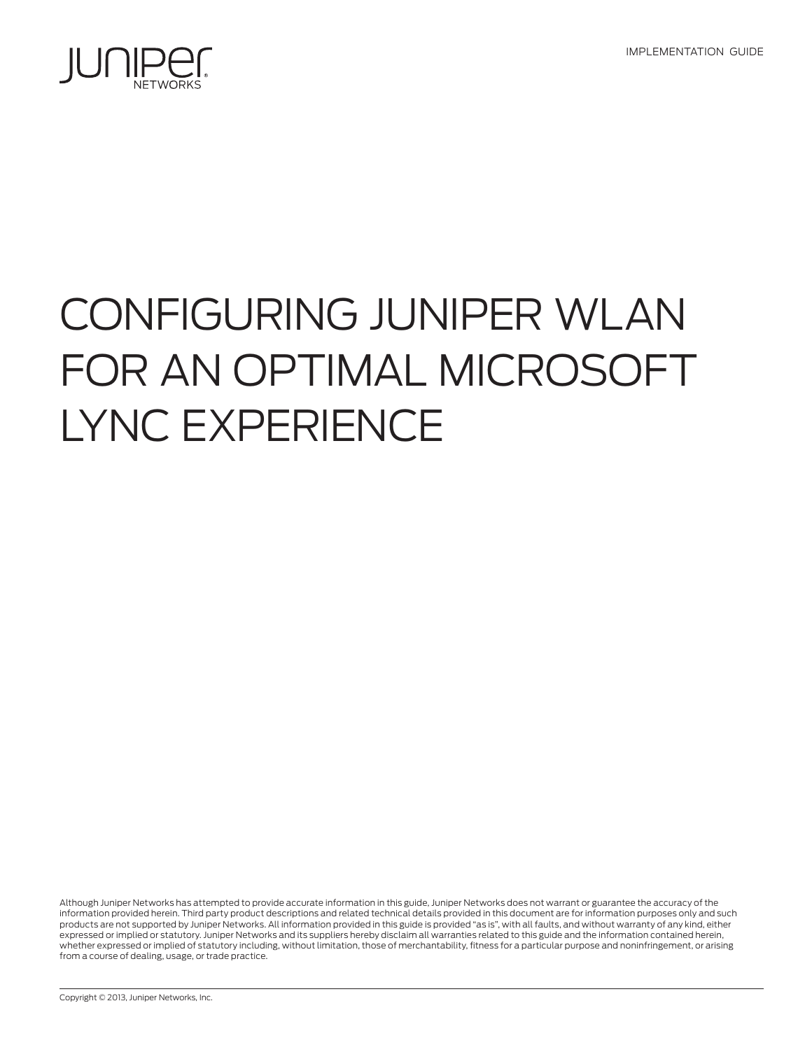IMPLEMENTATION GUIDE

# CONFIGURING JUNIPER WLAN FOR AN OPTIMAL MICROSOFT LYNC EXPERIENCE

Although Juniper Networks has attempted to provide accurate information in this guide, Juniper Networks does not warrant or guarantee the accuracy of the information provided herein. Third party product descriptions and related technical details provided in this document are for information purposes only and such products are not supported by Juniper Networks. All information provided in this guide is provided "as is", with all faults, and without warranty of any kind, either expressed or implied or statutory. Juniper Networks and its suppliers hereby disclaim all warranties related to this guide and the information contained herein, whether expressed or implied of statutory including, without limitation, those of merchantability, fitness for a particular purpose and noninfringement, or arising from a course of dealing, usage, or trade practice.

Copyright © 2013, Juniper Networks, Inc.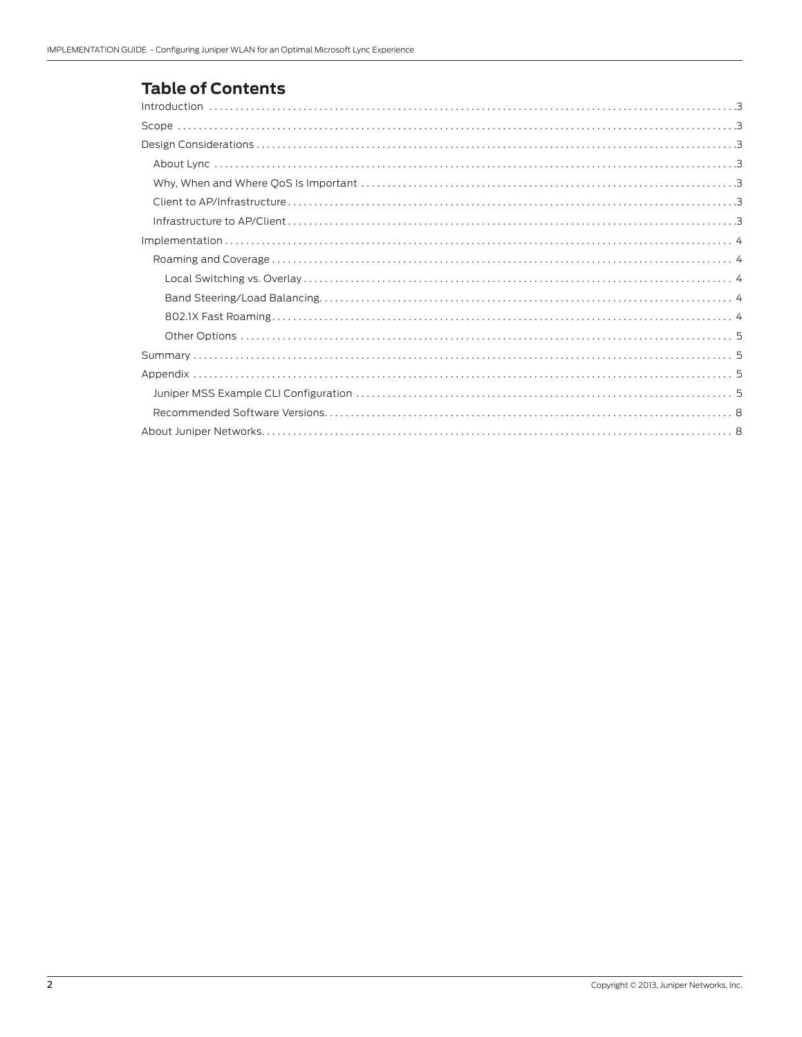## Table of Contents

- Introduction .....3
- Scope .....3
- Design Considerations .....3
  - About Lync .....3
  - Why, When and Where QoS Is Important .....3
  - Client to AP/Infrastructure .....3
  - Infrastructure to AP/Client .....3
- Implementation .....4
  - Roaming and Coverage .....4
    - Local Switching vs. Overlay .....4
    - Band Steering/Load Balancing .....4
    - 802.1X Fast Roaming .....4
    - Other Options .....5
- Summary .....5
- Appendix .....5
  - Juniper MSS Example CLI Configuration .....5
  - Recommended Software Versions .....8
- About Juniper Networks .....8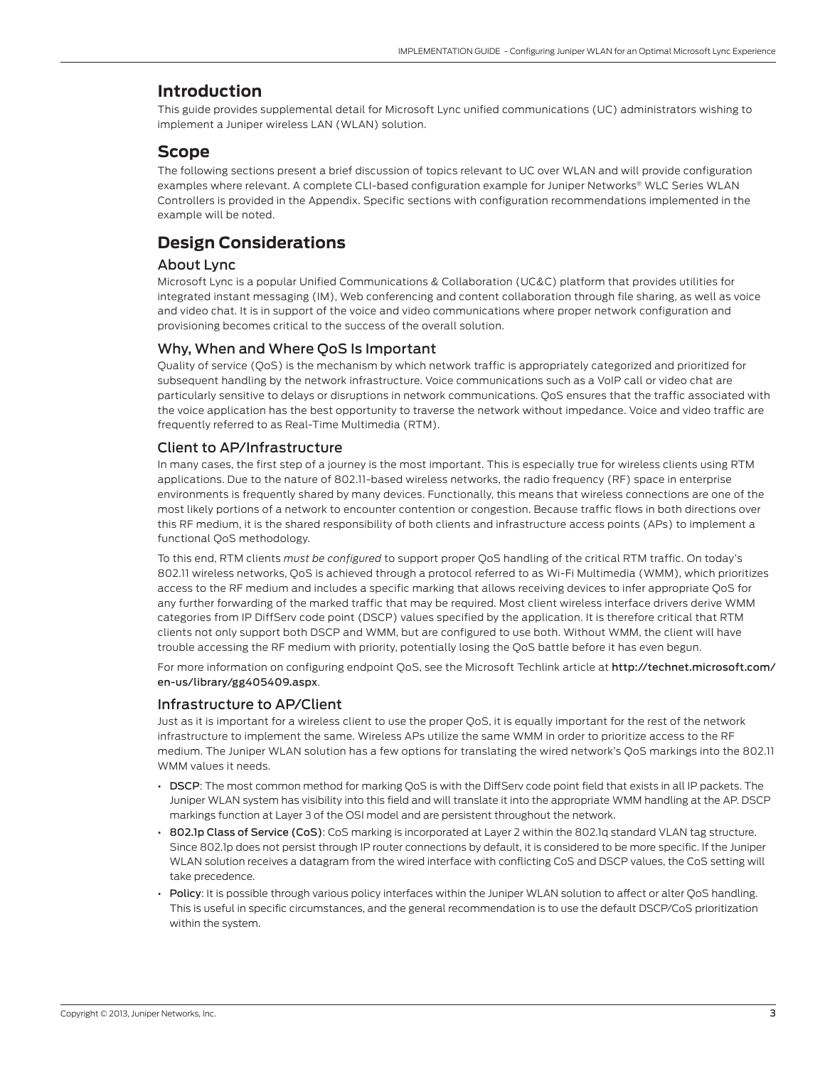## Introduction

This guide provides supplemental detail for Microsoft Lync unified communications (UC) administrators wishing to implement a Juniper wireless LAN (WLAN) solution.

## Scope

The following sections present a brief discussion of topics relevant to UC over WLAN and will provide configuration examples where relevant. A complete CLI-based configuration example for Juniper Networks® WLC Series WLAN Controllers is provided in the Appendix. Specific sections with configuration recommendations implemented in the example will be noted.

## Design Considerations

### About Lync

Microsoft Lync is a popular Unified Communications & Collaboration (UC&C) platform that provides utilities for integrated instant messaging (IM), Web conferencing and content collaboration through file sharing, as well as voice and video chat. It is in support of the voice and video communications where proper network configuration and provisioning becomes critical to the success of the overall solution.

### Why, When and Where QoS Is Important

Quality of service (QoS) is the mechanism by which network traffic is appropriately categorized and prioritized for subsequent handling by the network infrastructure. Voice communications such as a VoIP call or video chat are particularly sensitive to delays or disruptions in network communications. QoS ensures that the traffic associated with the voice application has the best opportunity to traverse the network without impedance. Voice and video traffic are frequently referred to as Real-Time Multimedia (RTM).

### Client to AP/Infrastructure

In many cases, the first step of a journey is the most important. This is especially true for wireless clients using RTM applications. Due to the nature of 802.11-based wireless networks, the radio frequency (RF) space in enterprise environments is frequently shared by many devices. Functionally, this means that wireless connections are one of the most likely portions of a network to encounter contention or congestion. Because traffic flows in both directions over this RF medium, it is the shared responsibility of both clients and infrastructure access points (APs) to implement a functional QoS methodology.

To this end, RTM clients *must be configured* to support proper QoS handling of the critical RTM traffic. On today's 802.11 wireless networks, QoS is achieved through a protocol referred to as Wi-Fi Multimedia (WMM), which prioritizes access to the RF medium and includes a specific marking that allows receiving devices to infer appropriate QoS for any further forwarding of the marked traffic that may be required. Most client wireless interface drivers derive WMM categories from IP DiffServ code point (DSCP) values specified by the application. It is therefore critical that RTM clients not only support both DSCP and WMM, but are configured to use both. Without WMM, the client will have trouble accessing the RF medium with priority, potentially losing the QoS battle before it has even begun.

For more information on configuring endpoint QoS, see the Microsoft Techlink article at **http://technet.microsoft.com/en-us/library/gg405409.aspx**.

### Infrastructure to AP/Client

Just as it is important for a wireless client to use the proper QoS, it is equally important for the rest of the network infrastructure to implement the same. Wireless APs utilize the same WMM in order to prioritize access to the RF medium. The Juniper WLAN solution has a few options for translating the wired network's QoS markings into the 802.11 WMM values it needs.

- **DSCP**: The most common method for marking QoS is with the DiffServ code point field that exists in all IP packets. The Juniper WLAN system has visibility into this field and will translate it into the appropriate WMM handling at the AP. DSCP markings function at Layer 3 of the OSI model and are persistent throughout the network.
- **802.1p Class of Service (CoS)**: CoS marking is incorporated at Layer 2 within the 802.1q standard VLAN tag structure. Since 802.1p does not persist through IP router connections by default, it is considered to be more specific. If the Juniper WLAN solution receives a datagram from the wired interface with conflicting CoS and DSCP values, the CoS setting will take precedence.
- **Policy**: It is possible through various policy interfaces within the Juniper WLAN solution to affect or alter QoS handling. This is useful in specific circumstances, and the general recommendation is to use the default DSCP/CoS prioritization within the system.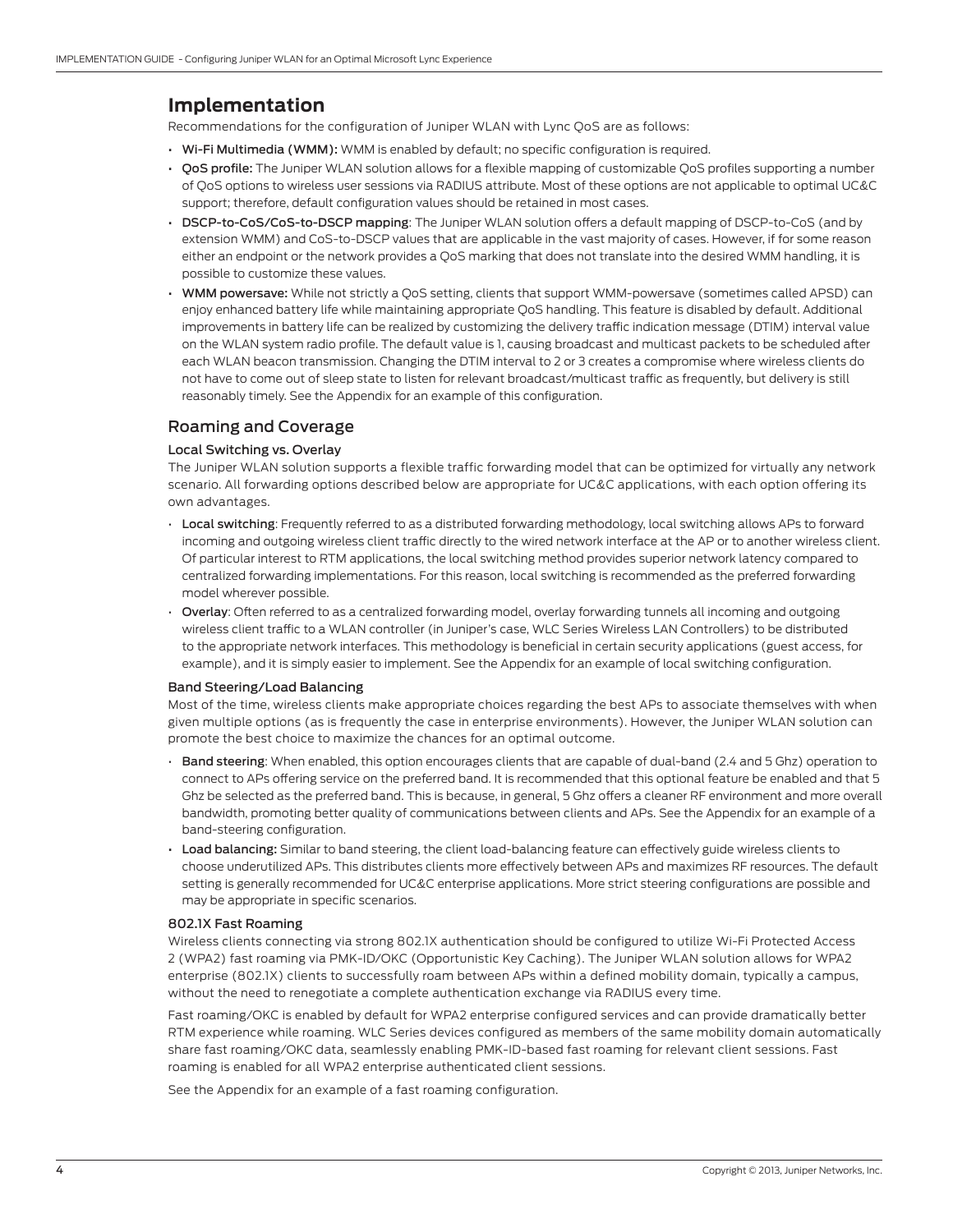## Implementation

Recommendations for the configuration of Juniper WLAN with Lync QoS are as follows:

- **Wi-Fi Multimedia (WMM):** WMM is enabled by default; no specific configuration is required.
- **QoS profile:** The Juniper WLAN solution allows for a flexible mapping of customizable QoS profiles supporting a number of QoS options to wireless user sessions via RADIUS attribute. Most of these options are not applicable to optimal UC&C support; therefore, default configuration values should be retained in most cases.
- **DSCP-to-CoS/CoS-to-DSCP mapping**: The Juniper WLAN solution offers a default mapping of DSCP-to-CoS (and by extension WMM) and CoS-to-DSCP values that are applicable in the vast majority of cases. However, if for some reason either an endpoint or the network provides a QoS marking that does not translate into the desired WMM handling, it is possible to customize these values.
- **WMM powersave:** While not strictly a QoS setting, clients that support WMM-powersave (sometimes called APSD) can enjoy enhanced battery life while maintaining appropriate QoS handling. This feature is disabled by default. Additional improvements in battery life can be realized by customizing the delivery traffic indication message (DTIM) interval value on the WLAN system radio profile. The default value is 1, causing broadcast and multicast packets to be scheduled after each WLAN beacon transmission. Changing the DTIM interval to 2 or 3 creates a compromise where wireless clients do not have to come out of sleep state to listen for relevant broadcast/multicast traffic as frequently, but delivery is still reasonably timely. See the Appendix for an example of this configuration.

### Roaming and Coverage

#### Local Switching vs. Overlay

The Juniper WLAN solution supports a flexible traffic forwarding model that can be optimized for virtually any network scenario. All forwarding options described below are appropriate for UC&C applications, with each option offering its own advantages.

- **Local switching**: Frequently referred to as a distributed forwarding methodology, local switching allows APs to forward incoming and outgoing wireless client traffic directly to the wired network interface at the AP or to another wireless client. Of particular interest to RTM applications, the local switching method provides superior network latency compared to centralized forwarding implementations. For this reason, local switching is recommended as the preferred forwarding model wherever possible.
- **Overlay**: Often referred to as a centralized forwarding model, overlay forwarding tunnels all incoming and outgoing wireless client traffic to a WLAN controller (in Juniper's case, WLC Series Wireless LAN Controllers) to be distributed to the appropriate network interfaces. This methodology is beneficial in certain security applications (guest access, for example), and it is simply easier to implement. See the Appendix for an example of local switching configuration.

#### Band Steering/Load Balancing

Most of the time, wireless clients make appropriate choices regarding the best APs to associate themselves with when given multiple options (as is frequently the case in enterprise environments). However, the Juniper WLAN solution can promote the best choice to maximize the chances for an optimal outcome.

- **Band steering**: When enabled, this option encourages clients that are capable of dual-band (2.4 and 5 Ghz) operation to connect to APs offering service on the preferred band. It is recommended that this optional feature be enabled and that 5 Ghz be selected as the preferred band. This is because, in general, 5 Ghz offers a cleaner RF environment and more overall bandwidth, promoting better quality of communications between clients and APs. See the Appendix for an example of a band-steering configuration.
- **Load balancing:** Similar to band steering, the client load-balancing feature can effectively guide wireless clients to choose underutilized APs. This distributes clients more effectively between APs and maximizes RF resources. The default setting is generally recommended for UC&C enterprise applications. More strict steering configurations are possible and may be appropriate in specific scenarios.

#### 802.1X Fast Roaming

Wireless clients connecting via strong 802.1X authentication should be configured to utilize Wi-Fi Protected Access 2 (WPA2) fast roaming via PMK-ID/OKC (Opportunistic Key Caching). The Juniper WLAN solution allows for WPA2 enterprise (802.1X) clients to successfully roam between APs within a defined mobility domain, typically a campus, without the need to renegotiate a complete authentication exchange via RADIUS every time.

Fast roaming/OKC is enabled by default for WPA2 enterprise configured services and can provide dramatically better RTM experience while roaming. WLC Series devices configured as members of the same mobility domain automatically share fast roaming/OKC data, seamlessly enabling PMK-ID-based fast roaming for relevant client sessions. Fast roaming is enabled for all WPA2 enterprise authenticated client sessions.

See the Appendix for an example of a fast roaming configuration.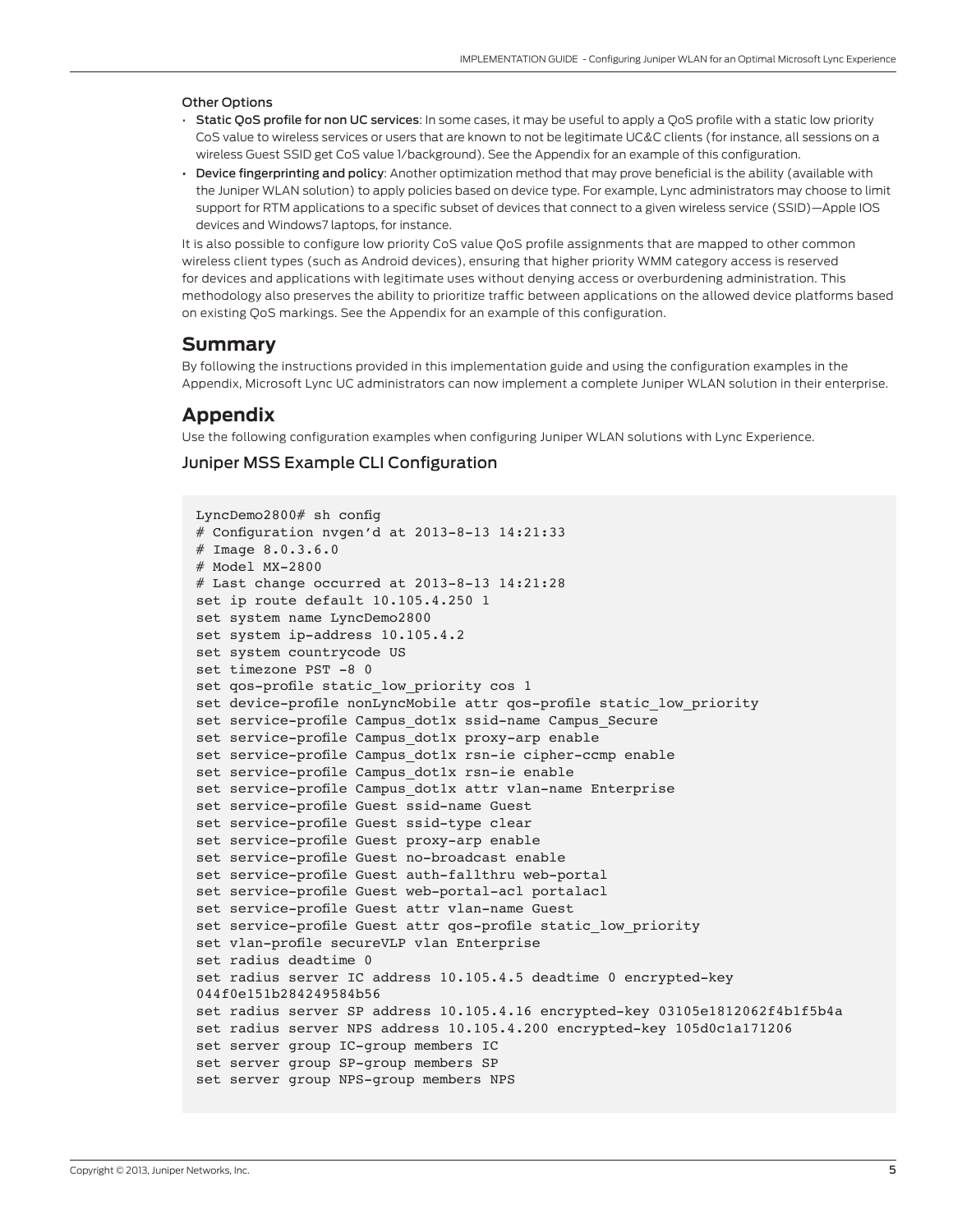### Other Options

- **Static QoS profile for non UC services**: In some cases, it may be useful to apply a QoS profile with a static low priority CoS value to wireless services or users that are known to not be legitimate UC&C clients (for instance, all sessions on a wireless Guest SSID get CoS value 1/background). See the Appendix for an example of this configuration.
- **Device fingerprinting and policy**: Another optimization method that may prove beneficial is the ability (available with the Juniper WLAN solution) to apply policies based on device type. For example, Lync administrators may choose to limit support for RTM applications to a specific subset of devices that connect to a given wireless service (SSID)—Apple IOS devices and Windows7 laptops, for instance.

It is also possible to configure low priority CoS value QoS profile assignments that are mapped to other common wireless client types (such as Android devices), ensuring that higher priority WMM category access is reserved for devices and applications with legitimate uses without denying access or overburdening administration. This methodology also preserves the ability to prioritize traffic between applications on the allowed device platforms based on existing QoS markings. See the Appendix for an example of this configuration.

## Summary

By following the instructions provided in this implementation guide and using the configuration examples in the Appendix, Microsoft Lync UC administrators can now implement a complete Juniper WLAN solution in their enterprise.

## Appendix

Use the following configuration examples when configuring Juniper WLAN solutions with Lync Experience.

### Juniper MSS Example CLI Configuration

```
LyncDemo2800# sh config
# Configuration nvgen'd at 2013-8-13 14:21:33
# Image 8.0.3.6.0
# Model MX-2800
# Last change occurred at 2013-8-13 14:21:28
set ip route default 10.105.4.250 1
set system name LyncDemo2800
set system ip-address 10.105.4.2
set system countrycode US
set timezone PST -8 0
set qos-profile static_low_priority cos 1
set device-profile nonLyncMobile attr qos-profile static_low_priority
set service-profile Campus_dot1x ssid-name Campus_Secure
set service-profile Campus_dot1x proxy-arp enable
set service-profile Campus_dot1x rsn-ie cipher-ccmp enable
set service-profile Campus_dot1x rsn-ie enable
set service-profile Campus_dot1x attr vlan-name Enterprise
set service-profile Guest ssid-name Guest
set service-profile Guest ssid-type clear
set service-profile Guest proxy-arp enable
set service-profile Guest no-broadcast enable
set service-profile Guest auth-fallthru web-portal
set service-profile Guest web-portal-acl portalacl
set service-profile Guest attr vlan-name Guest
set service-profile Guest attr qos-profile static_low_priority
set vlan-profile secureVLP vlan Enterprise
set radius deadtime 0
set radius server IC address 10.105.4.5 deadtime 0 encrypted-key
044f0e151b284249584b56
set radius server SP address 10.105.4.16 encrypted-key 03105e1812062f4b1f5b4a
set radius server NPS address 10.105.4.200 encrypted-key 105d0c1a171206
set server group IC-group members IC
set server group SP-group members SP
set server group NPS-group members NPS
```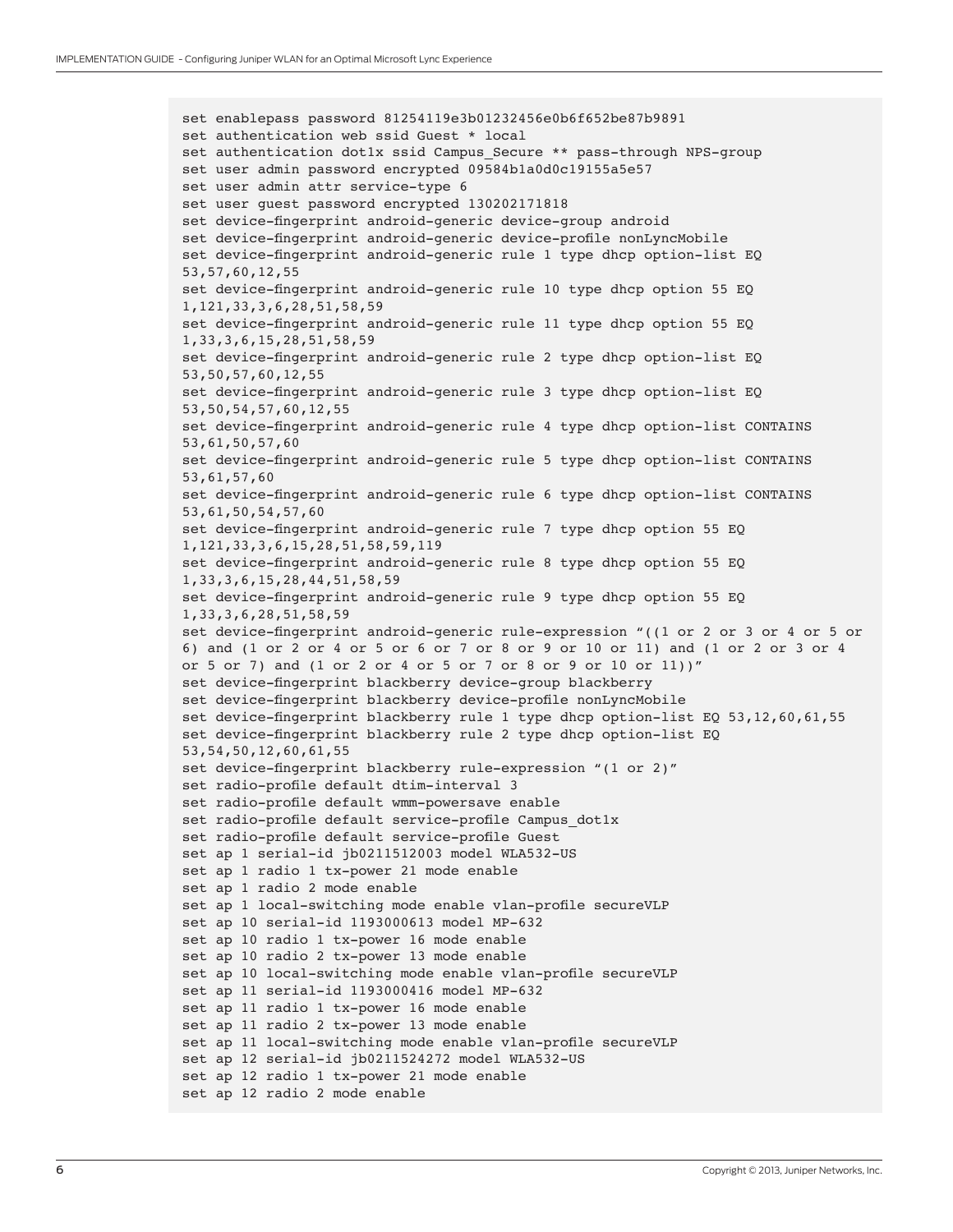```
set enablepass password 81254119e3b01232456e0b6f652be87b9891
set authentication web ssid Guest * local
set authentication dot1x ssid Campus_Secure ** pass-through NPS-group
set user admin password encrypted 09584b1a0d0c19155a5e57
set user admin attr service-type 6
set user guest password encrypted 130202171818
set device-fingerprint android-generic device-group android
set device-fingerprint android-generic device-profile nonLyncMobile
set device-fingerprint android-generic rule 1 type dhcp option-list EQ
53,57,60,12,55
set device-fingerprint android-generic rule 10 type dhcp option 55 EQ
1,121,33,3,6,28,51,58,59
set device-fingerprint android-generic rule 11 type dhcp option 55 EQ
1,33,3,6,15,28,51,58,59
set device-fingerprint android-generic rule 2 type dhcp option-list EQ
53,50,57,60,12,55
set device-fingerprint android-generic rule 3 type dhcp option-list EQ
53,50,54,57,60,12,55
set device-fingerprint android-generic rule 4 type dhcp option-list CONTAINS
53,61,50,57,60
set device-fingerprint android-generic rule 5 type dhcp option-list CONTAINS
53,61,57,60
set device-fingerprint android-generic rule 6 type dhcp option-list CONTAINS
53,61,50,54,57,60
set device-fingerprint android-generic rule 7 type dhcp option 55 EQ
1,121,33,3,6,15,28,51,58,59,119
set device-fingerprint android-generic rule 8 type dhcp option 55 EQ
1,33,3,6,15,28,44,51,58,59
set device-fingerprint android-generic rule 9 type dhcp option 55 EQ
1,33,3,6,28,51,58,59
set device-fingerprint android-generic rule-expression "((1 or 2 or 3 or 4 or 5 or
6) and (1 or 2 or 4 or 5 or 6 or 7 or 8 or 9 or 10 or 11) and (1 or 2 or 3 or 4
or 5 or 7) and (1 or 2 or 4 or 5 or 7 or 8 or 9 or 10 or 11))"
set device-fingerprint blackberry device-group blackberry
set device-fingerprint blackberry device-profile nonLyncMobile
set device-fingerprint blackberry rule 1 type dhcp option-list EQ 53,12,60,61,55
set device-fingerprint blackberry rule 2 type dhcp option-list EQ
53,54,50,12,60,61,55
set device-fingerprint blackberry rule-expression "(1 or 2)"
set radio-profile default dtim-interval 3
set radio-profile default wmm-powersave enable
set radio-profile default service-profile Campus_dot1x
set radio-profile default service-profile Guest
set ap 1 serial-id jb0211512003 model WLA532-US
set ap 1 radio 1 tx-power 21 mode enable
set ap 1 radio 2 mode enable
set ap 1 local-switching mode enable vlan-profile secureVLP
set ap 10 serial-id 1193000613 model MP-632
set ap 10 radio 1 tx-power 16 mode enable
set ap 10 radio 2 tx-power 13 mode enable
set ap 10 local-switching mode enable vlan-profile secureVLP
set ap 11 serial-id 1193000416 model MP-632
set ap 11 radio 1 tx-power 16 mode enable
set ap 11 radio 2 tx-power 13 mode enable
set ap 11 local-switching mode enable vlan-profile secureVLP
set ap 12 serial-id jb0211524272 model WLA532-US
set ap 12 radio 1 tx-power 21 mode enable
set ap 12 radio 2 mode enable
```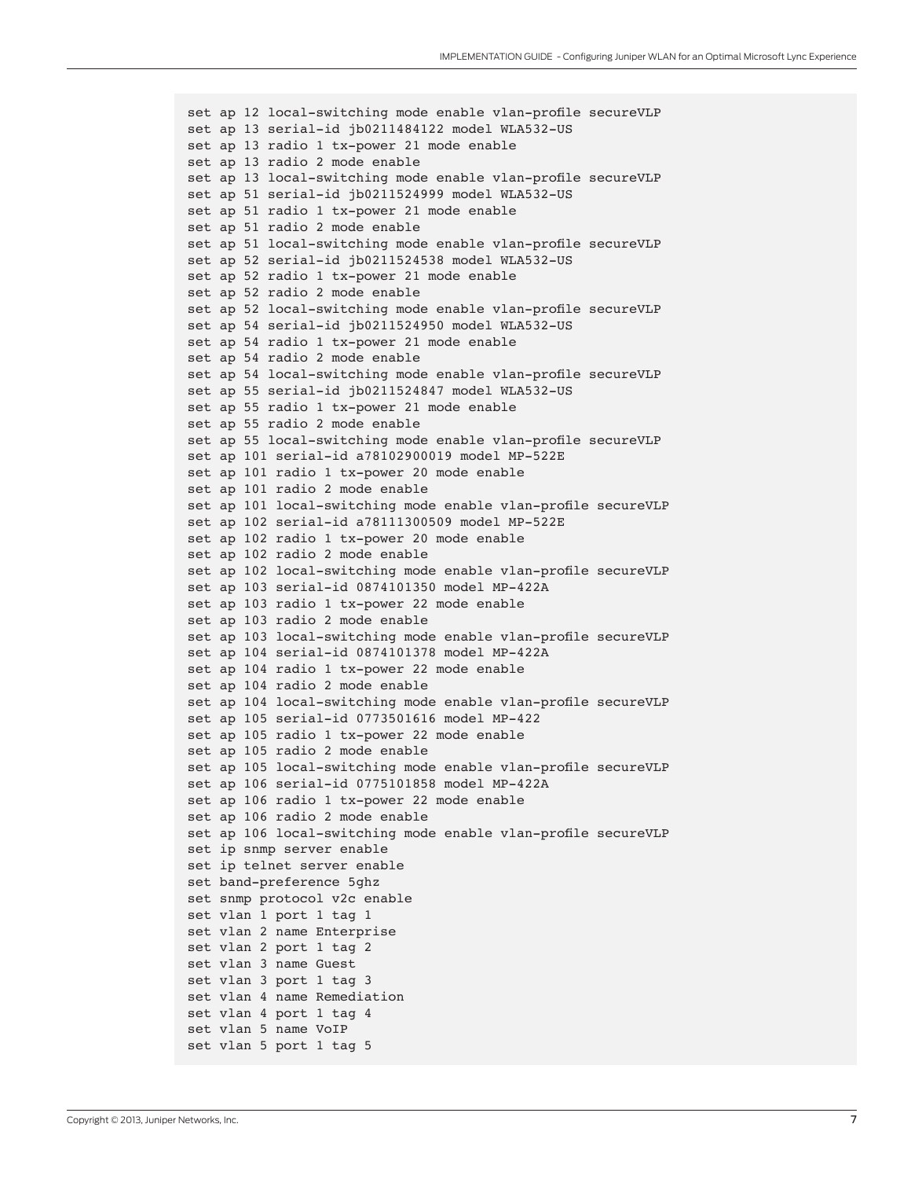```
set ap 12 local-switching mode enable vlan-profile secureVLP
set ap 13 serial-id jb0211484122 model WLA532-US
set ap 13 radio 1 tx-power 21 mode enable
set ap 13 radio 2 mode enable
set ap 13 local-switching mode enable vlan-profile secureVLP
set ap 51 serial-id jb0211524999 model WLA532-US
set ap 51 radio 1 tx-power 21 mode enable
set ap 51 radio 2 mode enable
set ap 51 local-switching mode enable vlan-profile secureVLP
set ap 52 serial-id jb0211524538 model WLA532-US
set ap 52 radio 1 tx-power 21 mode enable
set ap 52 radio 2 mode enable
set ap 52 local-switching mode enable vlan-profile secureVLP
set ap 54 serial-id jb0211524950 model WLA532-US
set ap 54 radio 1 tx-power 21 mode enable
set ap 54 radio 2 mode enable
set ap 54 local-switching mode enable vlan-profile secureVLP
set ap 55 serial-id jb0211524847 model WLA532-US
set ap 55 radio 1 tx-power 21 mode enable
set ap 55 radio 2 mode enable
set ap 55 local-switching mode enable vlan-profile secureVLP
set ap 101 serial-id a78102900019 model MP-522E
set ap 101 radio 1 tx-power 20 mode enable
set ap 101 radio 2 mode enable
set ap 101 local-switching mode enable vlan-profile secureVLP
set ap 102 serial-id a78111300509 model MP-522E
set ap 102 radio 1 tx-power 20 mode enable
set ap 102 radio 2 mode enable
set ap 102 local-switching mode enable vlan-profile secureVLP
set ap 103 serial-id 0874101350 model MP-422A
set ap 103 radio 1 tx-power 22 mode enable
set ap 103 radio 2 mode enable
set ap 103 local-switching mode enable vlan-profile secureVLP
set ap 104 serial-id 0874101378 model MP-422A
set ap 104 radio 1 tx-power 22 mode enable
set ap 104 radio 2 mode enable
set ap 104 local-switching mode enable vlan-profile secureVLP
set ap 105 serial-id 0773501616 model MP-422
set ap 105 radio 1 tx-power 22 mode enable
set ap 105 radio 2 mode enable
set ap 105 local-switching mode enable vlan-profile secureVLP
set ap 106 serial-id 0775101858 model MP-422A
set ap 106 radio 1 tx-power 22 mode enable
set ap 106 radio 2 mode enable
set ap 106 local-switching mode enable vlan-profile secureVLP
set ip snmp server enable
set ip telnet server enable
set band-preference 5ghz
set snmp protocol v2c enable
set vlan 1 port 1 tag 1
set vlan 2 name Enterprise
set vlan 2 port 1 tag 2
set vlan 3 name Guest
set vlan 3 port 1 tag 3
set vlan 4 name Remediation
set vlan 4 port 1 tag 4
set vlan 5 name VoIP
set vlan 5 port 1 tag 5
```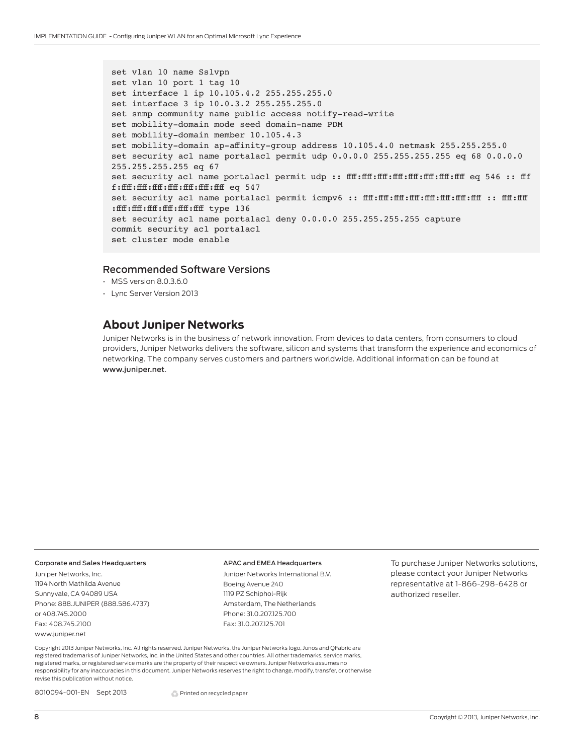```
set vlan 10 name Sslvpn
set vlan 10 port 1 tag 10
set interface 1 ip 10.105.4.2 255.255.255.0
set interface 3 ip 10.0.3.2 255.255.255.0
set snmp community name public access notify-read-write
set mobility-domain mode seed domain-name PDM
set mobility-domain member 10.105.4.3
set mobility-domain ap-affinity-group address 10.105.4.0 netmask 255.255.255.0
set security acl name portalacl permit udp 0.0.0.0 255.255.255.255 eq 68 0.0.0.0
255.255.255.255 eq 67
set security acl name portalacl permit udp :: ffff:ffff:ffff:ffff:ffff:ffff:ffff:ffff eq 546 :: fff
f:ffff:ffff:ffff:ffff:ffff:ffff:ffff eq 547
set security acl name portalacl permit icmpv6 :: ffff:ffff:ffff:ffff:ffff:ffff:ffff:ffff :: ffff:ffff
:ffff:ffff:ffff:ffff:ffff:ffff type 136
set security acl name portalacl deny 0.0.0.0 255.255.255.255 capture
commit security acl portalacl
set cluster mode enable
```

### Recommended Software Versions

- MSS version 8.0.3.6.0
- Lync Server Version 2013

## About Juniper Networks

Juniper Networks is in the business of network innovation. From devices to data centers, from consumers to cloud providers, Juniper Networks delivers the software, silicon and systems that transform the experience and economics of networking. The company serves customers and partners worldwide. Additional information can be found at **www.juniper.net**.

**Corporate and Sales Headquarters**

Juniper Networks, Inc.
1194 North Mathilda Avenue
Sunnyvale, CA 94089 USA
Phone: 888.JUNIPER (888.586.4737)
or 408.745.2000
Fax: 408.745.2100
www.juniper.net

**APAC and EMEA Headquarters**

Juniper Networks International B.V.
Boeing Avenue 240
1119 PZ Schiphol-Rijk
Amsterdam, The Netherlands
Phone: 31.0.207.125.700
Fax: 31.0.207.125.701

To purchase Juniper Networks solutions, please contact your Juniper Networks representative at 1-866-298-6428 or authorized reseller.

Copyright 2013 Juniper Networks, Inc. All rights reserved. Juniper Networks, the Juniper Networks logo, Junos and QFabric are registered trademarks of Juniper Networks, Inc. in the United States and other countries. All other trademarks, service marks, registered marks, or registered service marks are the property of their respective owners. Juniper Networks assumes no responsibility for any inaccuracies in this document. Juniper Networks reserves the right to change, modify, transfer, or otherwise revise this publication without notice.

8010094-001-EN Sept 2013

Printed on recycled paper